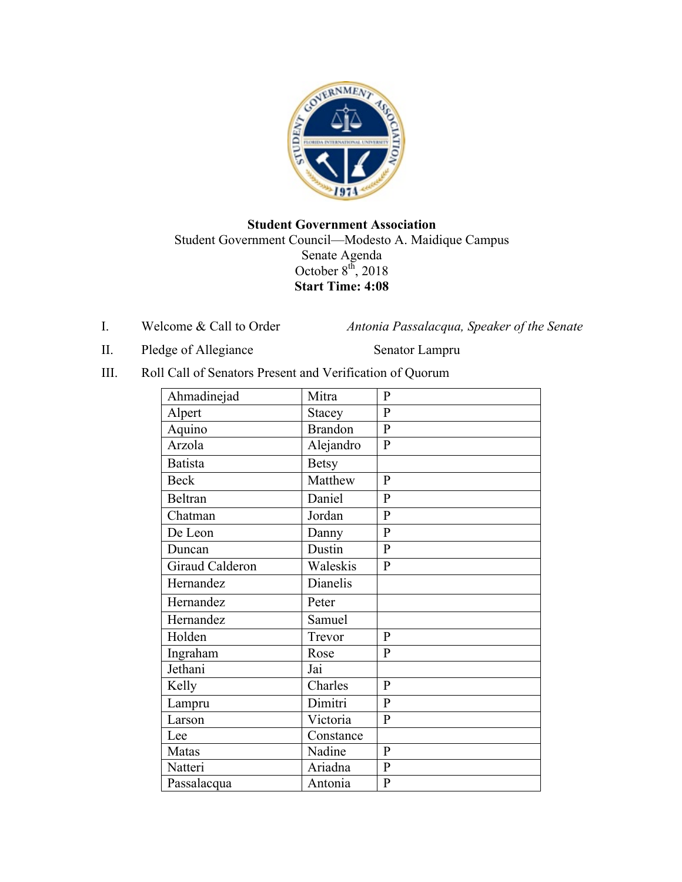**Student Government Association**

Student Government Council—Modesto A. Maidique Campus

Senate Agenda

October 8th, 2018

**Start Time: 4:08**

I. Welcome & Call to Order — *Antonia Passalacqua, Speaker of the Senate*

II. Pledge of Allegiance — Senator Lampru

III. Roll Call of Senators Present and Verification of Quorum

| | | |
|---|---|---|
| Ahmadinejad | Mitra | P |
| Alpert | Stacey | P |
| Aquino | Brandon | P |
| Arzola | Alejandro | P |
| Batista | Betsy | |
| Beck | Matthew | P |
| Beltran | Daniel | P |
| Chatman | Jordan | P |
| De Leon | Danny | P |
| Duncan | Dustin | P |
| Giraud Calderon | Waleskis | P |
| Hernandez | Dianelis | |
| Hernandez | Peter | |
| Hernandez | Samuel | |
| Holden | Trevor | P |
| Ingraham | Rose | P |
| Jethani | Jai | |
| Kelly | Charles | P |
| Lampru | Dimitri | P |
| Larson | Victoria | P |
| Lee | Constance | |
| Matas | Nadine | P |
| Natteri | Ariadna | P |
| Passalacqua | Antonia | P |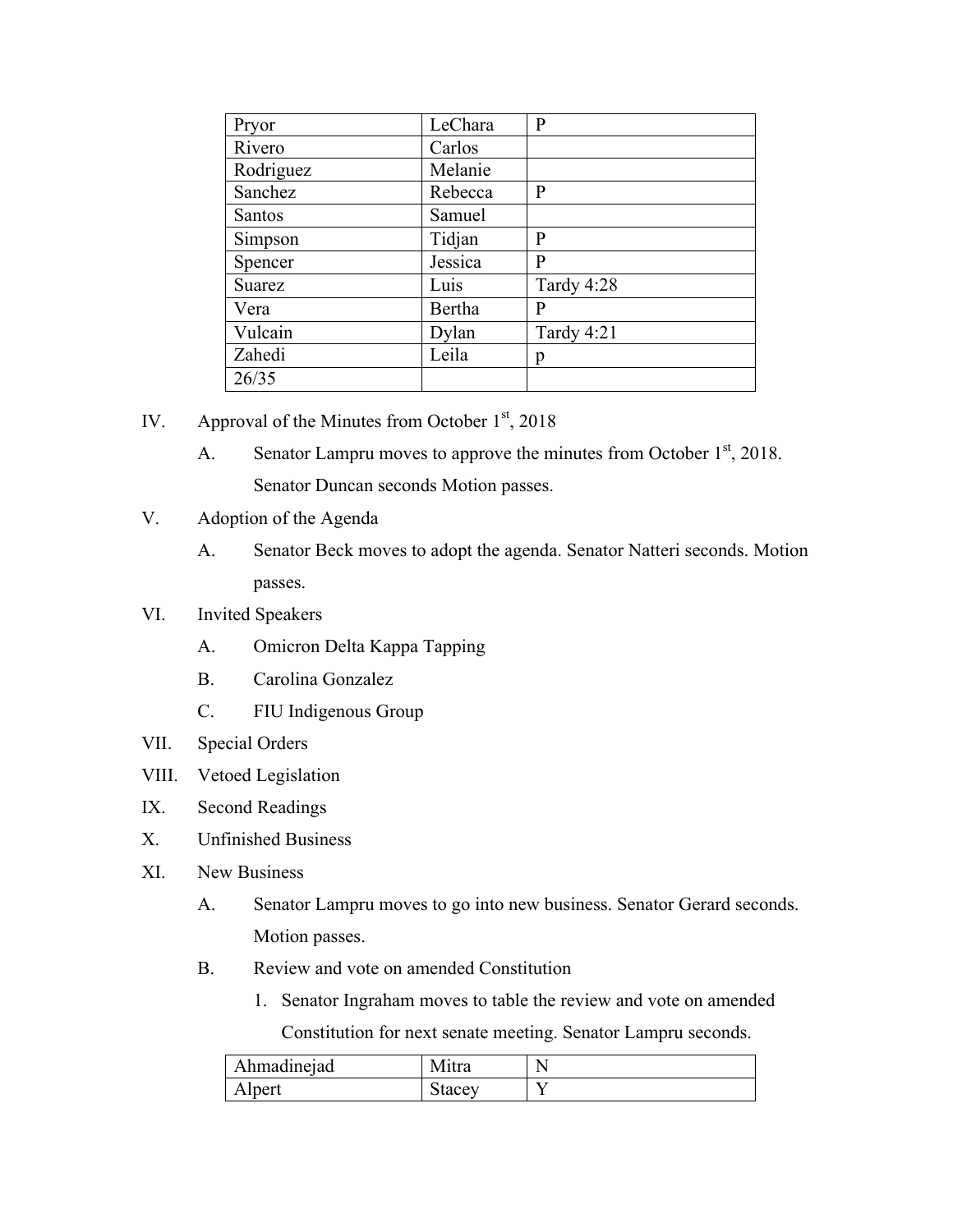| Pryor | LeChara | P |
|---|---|---|
| Rivero | Carlos | |
| Rodriguez | Melanie | |
| Sanchez | Rebecca | P |
| Santos | Samuel | |
| Simpson | Tidjan | P |
| Spencer | Jessica | P |
| Suarez | Luis | Tardy 4:28 |
| Vera | Bertha | P |
| Vulcain | Dylan | Tardy 4:21 |
| Zahedi | Leila | p |
| 26/35 | | |

IV. Approval of the Minutes from October 1st, 2018

A. Senator Lampru moves to approve the minutes from October 1st, 2018. Senator Duncan seconds Motion passes.

V. Adoption of the Agenda

A. Senator Beck moves to adopt the agenda. Senator Natteri seconds. Motion passes.

VI. Invited Speakers

A. Omicron Delta Kappa Tapping

B. Carolina Gonzalez

C. FIU Indigenous Group

VII. Special Orders

VIII. Vetoed Legislation

IX. Second Readings

X. Unfinished Business

XI. New Business

A. Senator Lampru moves to go into new business. Senator Gerard seconds. Motion passes.

B. Review and vote on amended Constitution

1. Senator Ingraham moves to table the review and vote on amended Constitution for next senate meeting. Senator Lampru seconds.

| Ahmadinejad | Mitra | N |
|---|---|---|
| Alpert | Stacey | Y |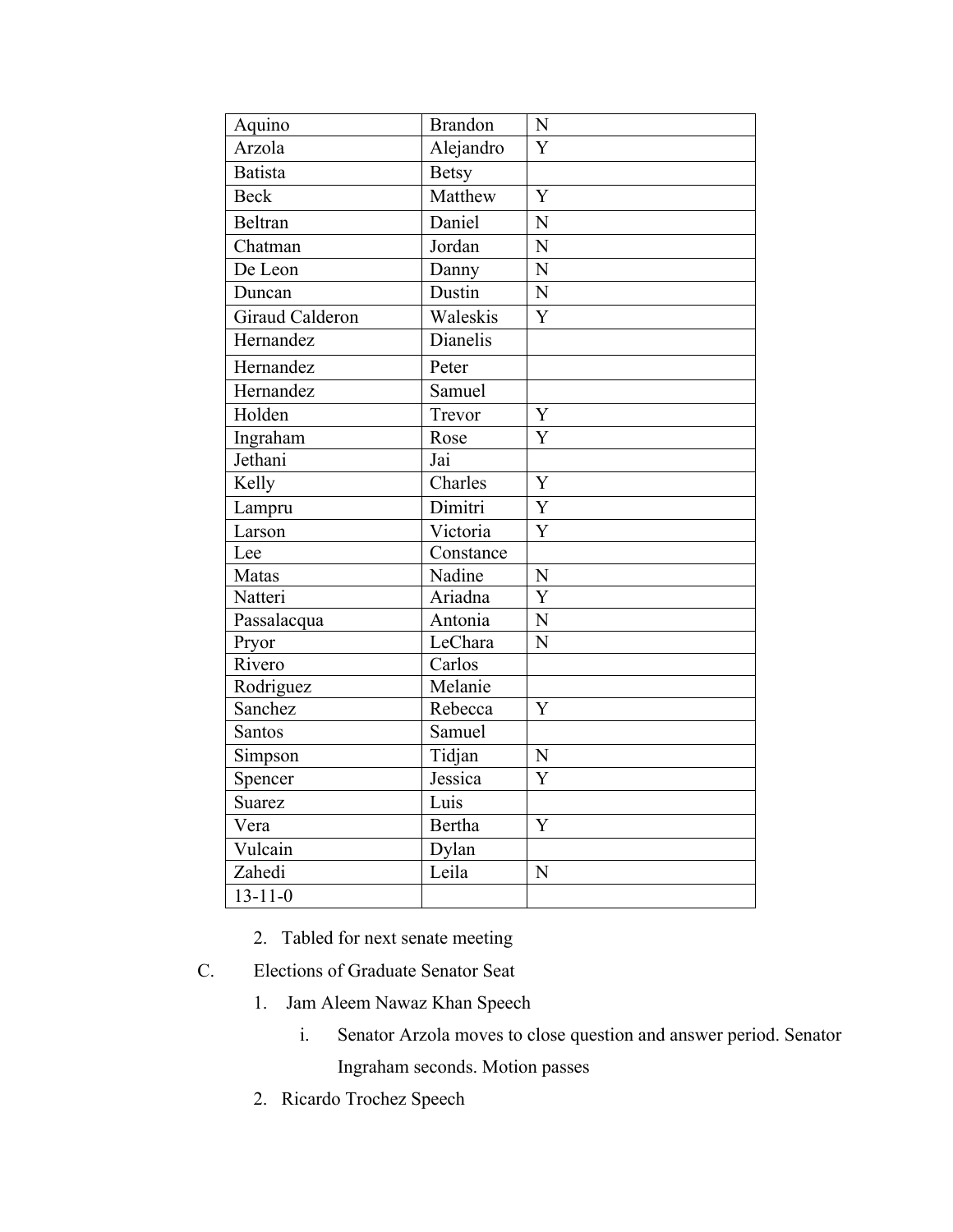| Aquino | Brandon | N |
|---|---|---|
| Arzola | Alejandro | Y |
| Batista | Betsy | |
| Beck | Matthew | Y |
| Beltran | Daniel | N |
| Chatman | Jordan | N |
| De Leon | Danny | N |
| Duncan | Dustin | N |
| Giraud Calderon | Waleskis | Y |
| Hernandez | Dianelis | |
| Hernandez | Peter | |
| Hernandez | Samuel | |
| Holden | Trevor | Y |
| Ingraham | Rose | Y |
| Jethani | Jai | |
| Kelly | Charles | Y |
| Lampru | Dimitri | Y |
| Larson | Victoria | Y |
| Lee | Constance | |
| Matas | Nadine | N |
| Natteri | Ariadna | Y |
| Passalacqua | Antonia | N |
| Pryor | LeChara | N |
| Rivero | Carlos | |
| Rodriguez | Melanie | |
| Sanchez | Rebecca | Y |
| Santos | Samuel | |
| Simpson | Tidjan | N |
| Spencer | Jessica | Y |
| Suarez | Luis | |
| Vera | Bertha | Y |
| Vulcain | Dylan | |
| Zahedi | Leila | N |
| 13-11-0 | | |

2. Tabled for next senate meeting

C. Elections of Graduate Senator Seat

1. Jam Aleem Nawaz Khan Speech
   i. Senator Arzola moves to close question and answer period. Senator Ingraham seconds. Motion passes
2. Ricardo Trochez Speech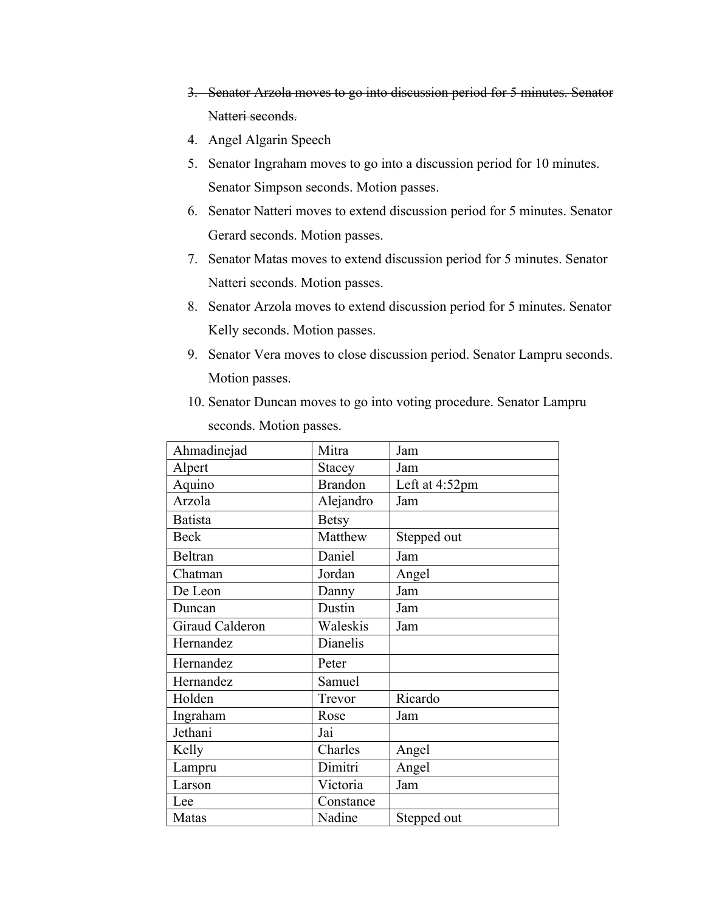3. ~~Senator Arzola moves to go into discussion period for 5 minutes. Senator Natteri seconds.~~
4. Angel Algarin Speech
5. Senator Ingraham moves to go into a discussion period for 10 minutes. Senator Simpson seconds. Motion passes.
6. Senator Natteri moves to extend discussion period for 5 minutes. Senator Gerard seconds. Motion passes.
7. Senator Matas moves to extend discussion period for 5 minutes. Senator Natteri seconds. Motion passes.
8. Senator Arzola moves to extend discussion period for 5 minutes. Senator Kelly seconds. Motion passes.
9. Senator Vera moves to close discussion period. Senator Lampru seconds. Motion passes.
10. Senator Duncan moves to go into voting procedure. Senator Lampru seconds. Motion passes.

| | | |
|---|---|---|
| Ahmadinejad | Mitra | Jam |
| Alpert | Stacey | Jam |
| Aquino | Brandon | Left at 4:52pm |
| Arzola | Alejandro | Jam |
| Batista | Betsy | |
| Beck | Matthew | Stepped out |
| Beltran | Daniel | Jam |
| Chatman | Jordan | Angel |
| De Leon | Danny | Jam |
| Duncan | Dustin | Jam |
| Giraud Calderon | Waleskis | Jam |
| Hernandez | Dianelis | |
| Hernandez | Peter | |
| Hernandez | Samuel | |
| Holden | Trevor | Ricardo |
| Ingraham | Rose | Jam |
| Jethani | Jai | |
| Kelly | Charles | Angel |
| Lampru | Dimitri | Angel |
| Larson | Victoria | Jam |
| Lee | Constance | |
| Matas | Nadine | Stepped out |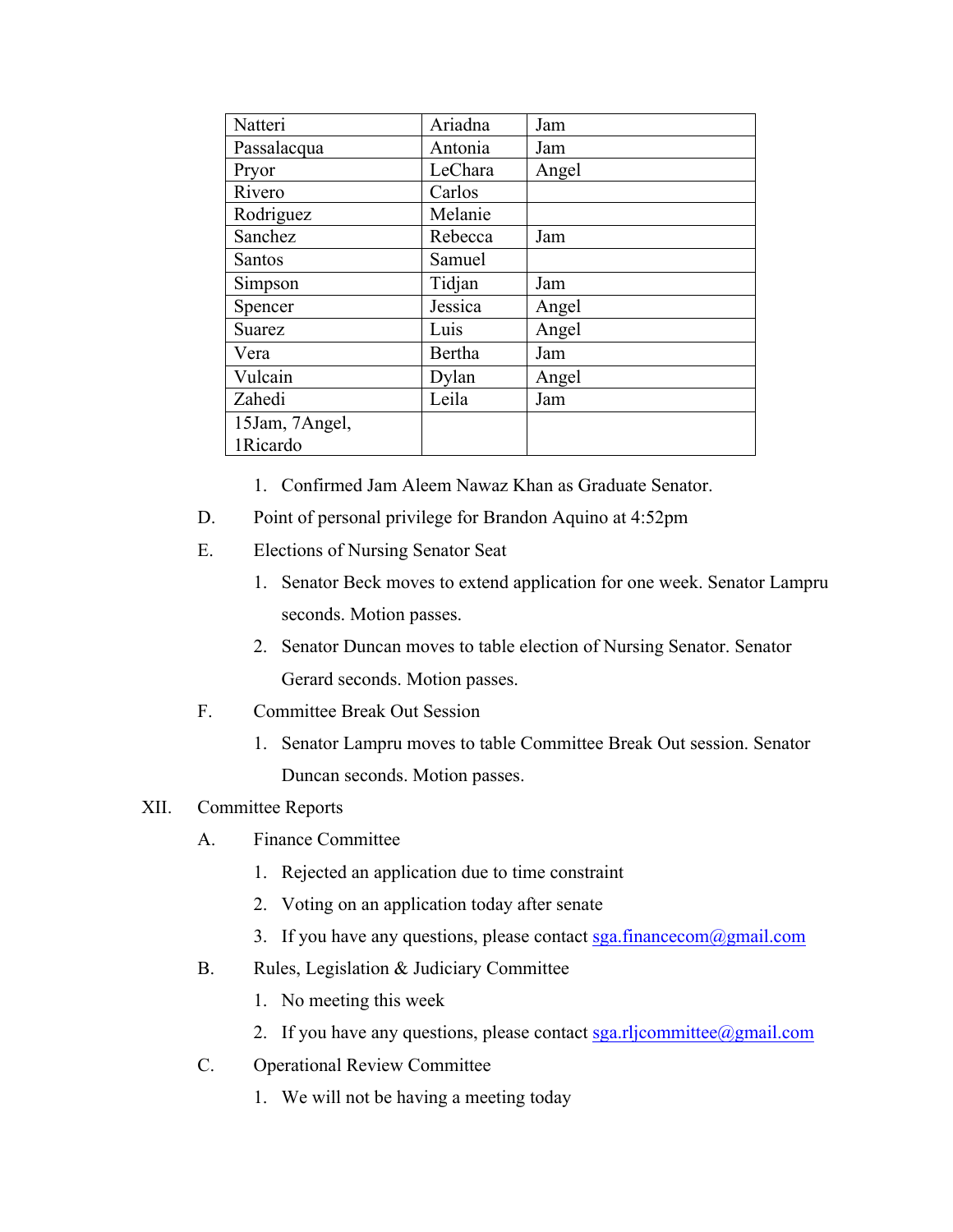| Natteri | Ariadna | Jam |
|---|---|---|
| Passalacqua | Antonia | Jam |
| Pryor | LeChara | Angel |
| Rivero | Carlos | |
| Rodriguez | Melanie | |
| Sanchez | Rebecca | Jam |
| Santos | Samuel | |
| Simpson | Tidjan | Jam |
| Spencer | Jessica | Angel |
| Suarez | Luis | Angel |
| Vera | Bertha | Jam |
| Vulcain | Dylan | Angel |
| Zahedi | Leila | Jam |
| 15Jam, 7Angel, 1Ricardo | | |

1. Confirmed Jam Aleem Nawaz Khan as Graduate Senator.

D. Point of personal privilege for Brandon Aquino at 4:52pm

E. Elections of Nursing Senator Seat

1. Senator Beck moves to extend application for one week. Senator Lampru seconds. Motion passes.
2. Senator Duncan moves to table election of Nursing Senator. Senator Gerard seconds. Motion passes.

F. Committee Break Out Session

1. Senator Lampru moves to table Committee Break Out session. Senator Duncan seconds. Motion passes.

XII. Committee Reports

A. Finance Committee

1. Rejected an application due to time constraint
2. Voting on an application today after senate
3. If you have any questions, please contact sga.financecom@gmail.com

B. Rules, Legislation & Judiciary Committee

1. No meeting this week
2. If you have any questions, please contact sga.rljcommittee@gmail.com

C. Operational Review Committee

1. We will not be having a meeting today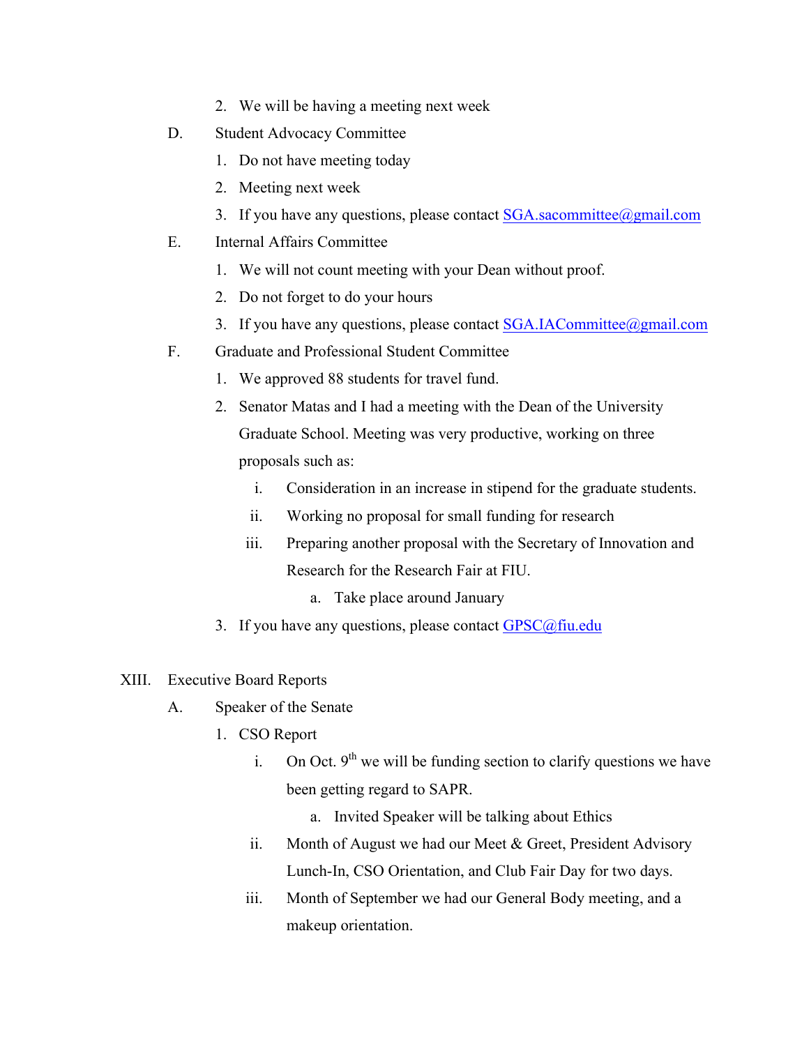2. We will be having a meeting next week

D. Student Advocacy Committee
   1. Do not have meeting today
   2. Meeting next week
   3. If you have any questions, please contact SGA.sacommittee@gmail.com

E. Internal Affairs Committee
   1. We will not count meeting with your Dean without proof.
   2. Do not forget to do your hours
   3. If you have any questions, please contact SGA.IACommittee@gmail.com

F. Graduate and Professional Student Committee
   1. We approved 88 students for travel fund.
   2. Senator Matas and I had a meeting with the Dean of the University Graduate School. Meeting was very productive, working on three proposals such as:
      i. Consideration in an increase in stipend for the graduate students.
      ii. Working no proposal for small funding for research
      iii. Preparing another proposal with the Secretary of Innovation and Research for the Research Fair at FIU.
         a. Take place around January
   3. If you have any questions, please contact GPSC@fiu.edu

XIII. Executive Board Reports

A. Speaker of the Senate
   1. CSO Report
      i. On Oct. 9th we will be funding section to clarify questions we have been getting regard to SAPR.
         a. Invited Speaker will be talking about Ethics
      ii. Month of August we had our Meet & Greet, President Advisory Lunch-In, CSO Orientation, and Club Fair Day for two days.
      iii. Month of September we had our General Body meeting, and a makeup orientation.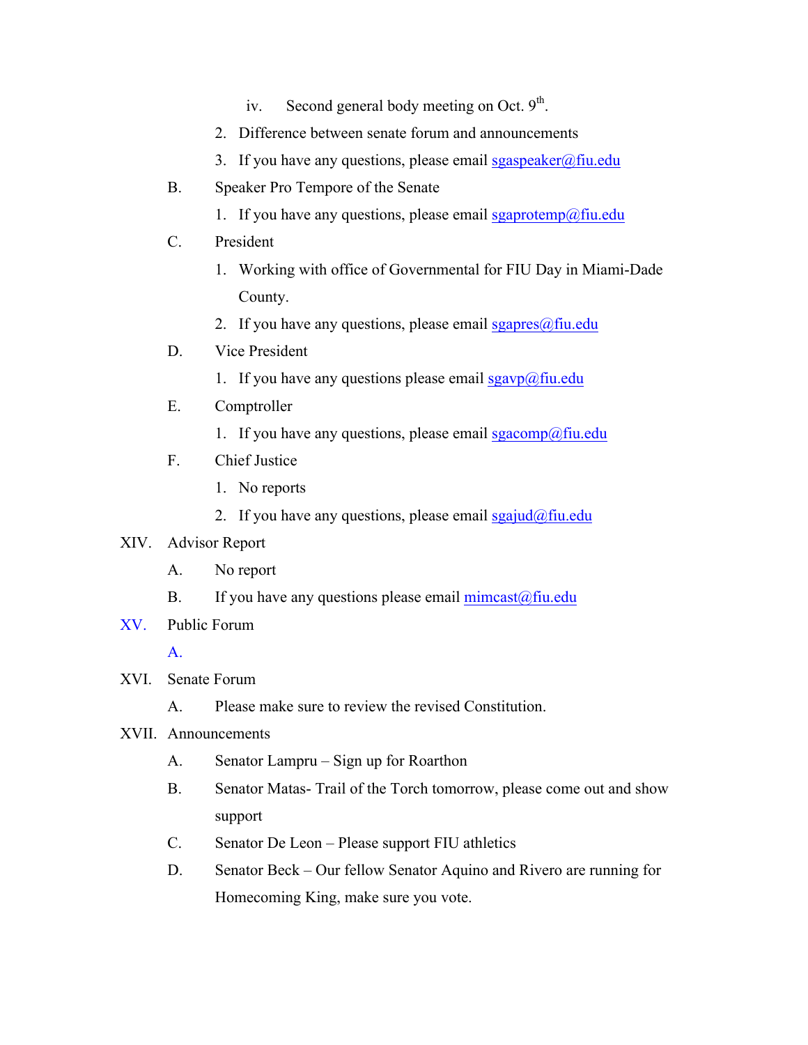iv. Second general body meeting on Oct. 9th.

2. Difference between senate forum and announcements
3. If you have any questions, please email sgaspeaker@fiu.edu

B. Speaker Pro Tempore of the Senate

1. If you have any questions, please email sgaprotemp@fiu.edu

C. President

1. Working with office of Governmental for FIU Day in Miami-Dade County.
2. If you have any questions, please email sgapres@fiu.edu

D. Vice President

1. If you have any questions please email sgavp@fiu.edu

E. Comptroller

1. If you have any questions, please email sgacomp@fiu.edu

F. Chief Justice

1. No reports
2. If you have any questions, please email sgajud@fiu.edu

XIV. Advisor Report

A. No report

B. If you have any questions please email mimcast@fiu.edu

XV. Public Forum

A.

XVI. Senate Forum

A. Please make sure to review the revised Constitution.

XVII. Announcements

A. Senator Lampru – Sign up for Roarthon

B. Senator Matas- Trail of the Torch tomorrow, please come out and show support

C. Senator De Leon – Please support FIU athletics

D. Senator Beck – Our fellow Senator Aquino and Rivero are running for Homecoming King, make sure you vote.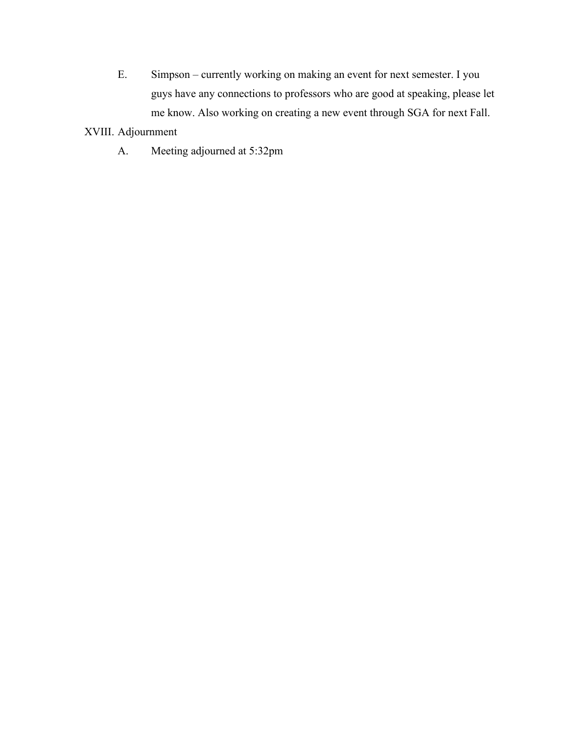E. Simpson – currently working on making an event for next semester. I you guys have any connections to professors who are good at speaking, please let me know. Also working on creating a new event through SGA for next Fall.

XVIII. Adjournment

A. Meeting adjourned at 5:32pm